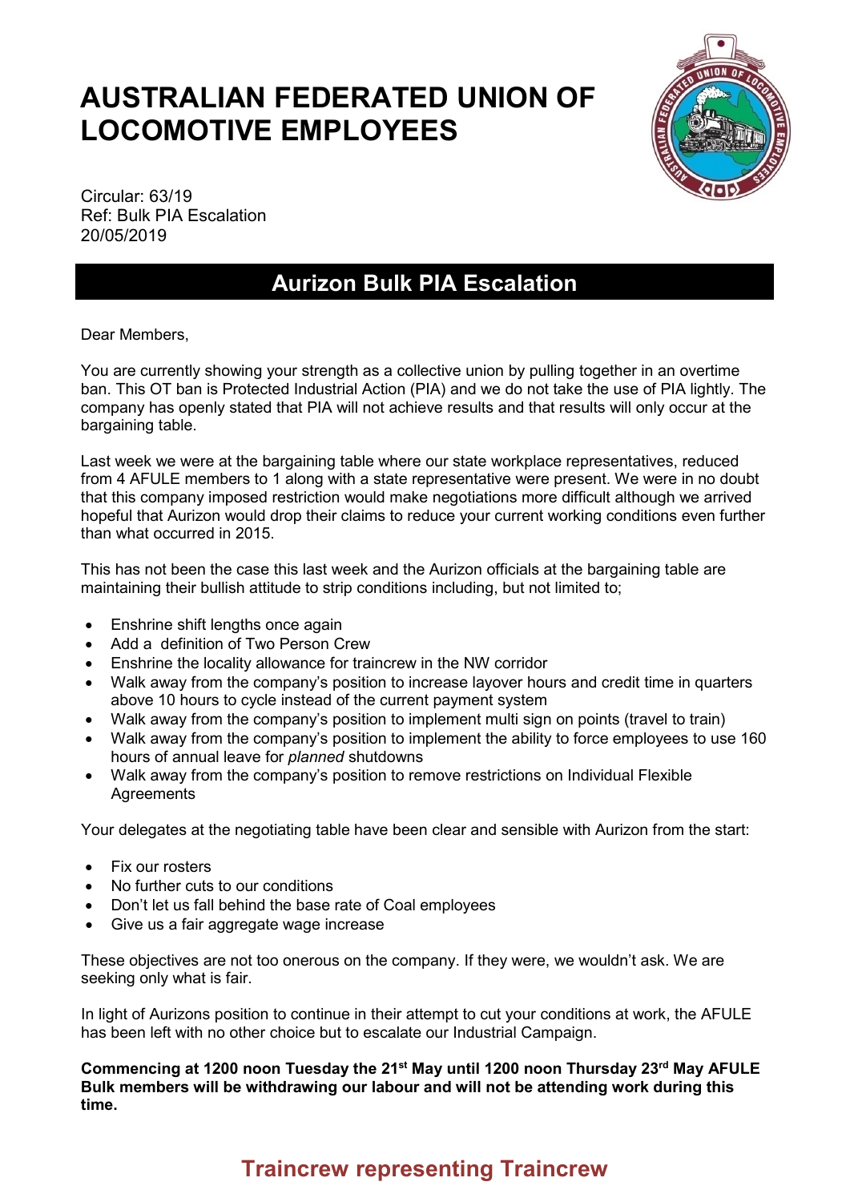# AUSTRALIAN FEDERATED UNION OF LOCOMOTIVE EMPLOYEES

Circular: 63/19
Ref: Bulk PIA Escalation
20/05/2019

## Aurizon Bulk PIA Escalation

Dear Members,

You are currently showing your strength as a collective union by pulling together in an overtime ban. This OT ban is Protected Industrial Action (PIA) and we do not take the use of PIA lightly. The company has openly stated that PIA will not achieve results and that results will only occur at the bargaining table.

Last week we were at the bargaining table where our state workplace representatives, reduced from 4 AFULE members to 1 along with a state representative were present. We were in no doubt that this company imposed restriction would make negotiations more difficult although we arrived hopeful that Aurizon would drop their claims to reduce your current working conditions even further than what occurred in 2015.

This has not been the case this last week and the Aurizon officials at the bargaining table are maintaining their bullish attitude to strip conditions including, but not limited to;

- Enshrine shift lengths once again
- Add a definition of Two Person Crew
- Enshrine the locality allowance for traincrew in the NW corridor
- Walk away from the company's position to increase layover hours and credit time in quarters above 10 hours to cycle instead of the current payment system
- Walk away from the company's position to implement multi sign on points (travel to train)
- Walk away from the company's position to implement the ability to force employees to use 160 hours of annual leave for *planned* shutdowns
- Walk away from the company's position to remove restrictions on Individual Flexible Agreements

Your delegates at the negotiating table have been clear and sensible with Aurizon from the start:

- Fix our rosters
- No further cuts to our conditions
- Don't let us fall behind the base rate of Coal employees
- Give us a fair aggregate wage increase

These objectives are not too onerous on the company. If they were, we wouldn't ask. We are seeking only what is fair.

In light of Aurizons position to continue in their attempt to cut your conditions at work, the AFULE has been left with no other choice but to escalate our Industrial Campaign.

**Commencing at 1200 noon Tuesday the 21st May until 1200 noon Thursday 23rd May AFULE Bulk members will be withdrawing our labour and will not be attending work during this time.**

**Traincrew representing Traincrew**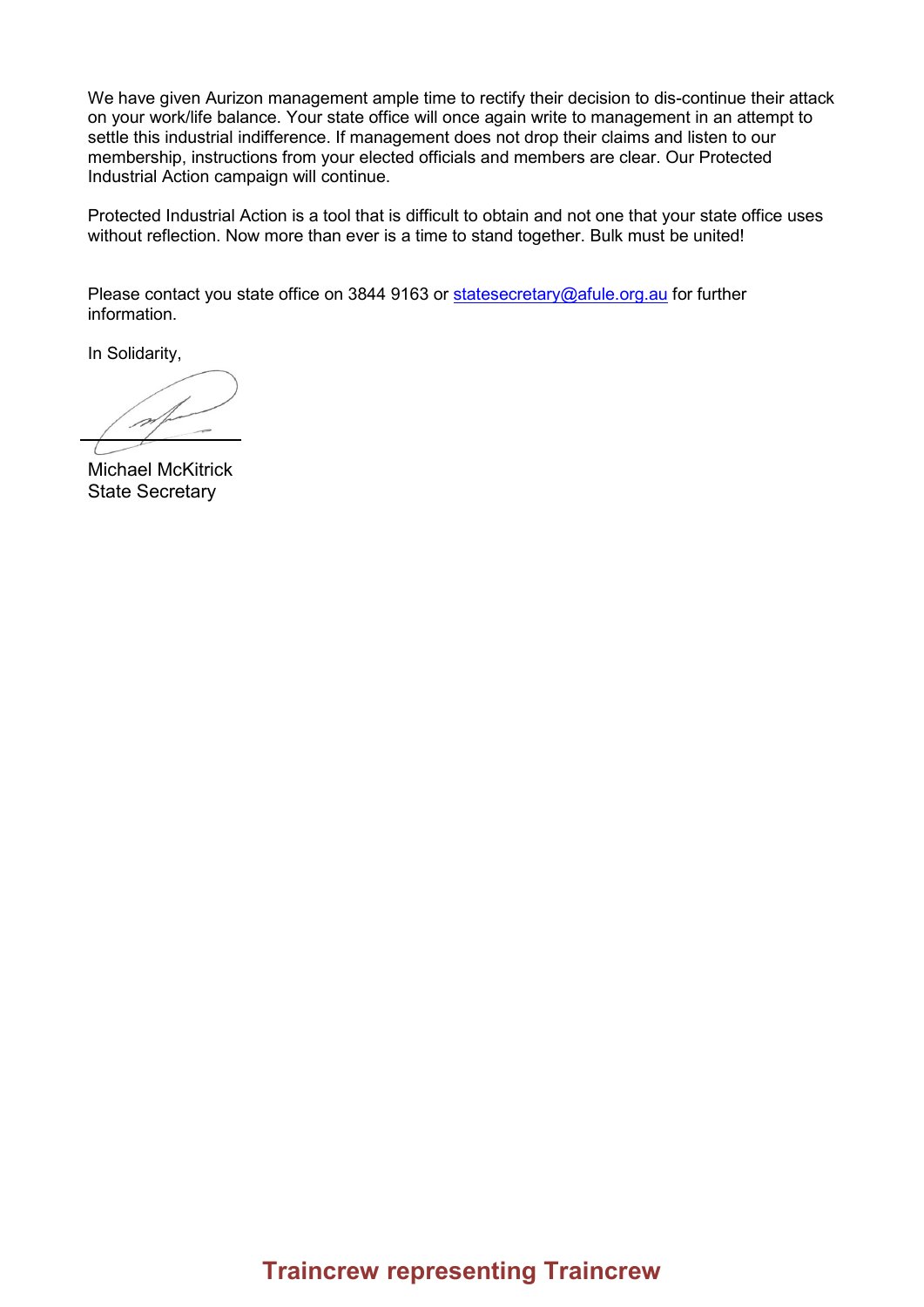We have given Aurizon management ample time to rectify their decision to dis-continue their attack on your work/life balance. Your state office will once again write to management in an attempt to settle this industrial indifference. If management does not drop their claims and listen to our membership, instructions from your elected officials and members are clear. Our Protected Industrial Action campaign will continue.

Protected Industrial Action is a tool that is difficult to obtain and not one that your state office uses without reflection. Now more than ever is a time to stand together. Bulk must be united!

Please contact you state office on 3844 9163 or statesecretary@afule.org.au for further information.

In Solidarity,

Michael McKitrick
State Secretary

**Traincrew representing Traincrew**